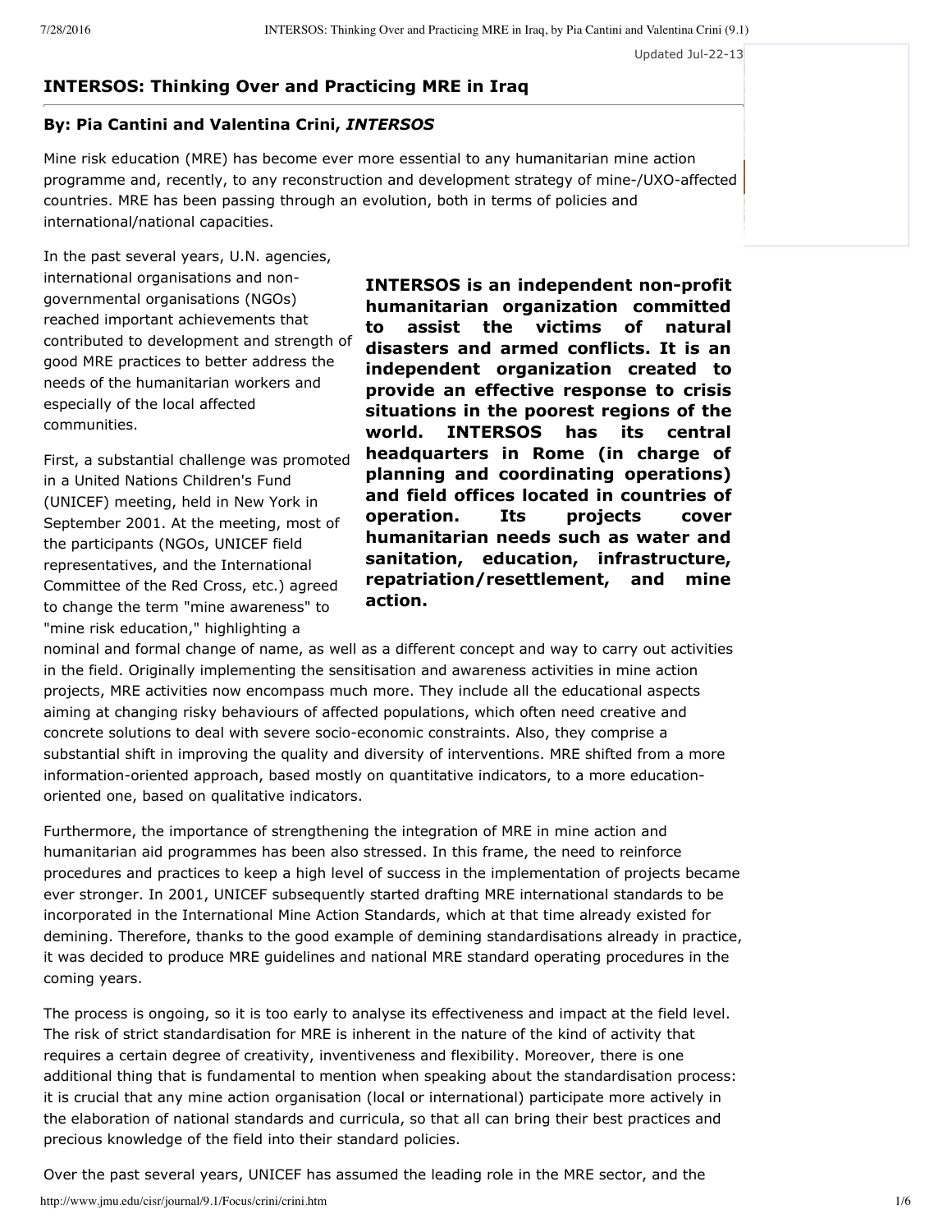Updated Jul-22-13

## INTERSOS: Thinking Over and Practicing MRE in Iraq

### By: Pia Cantini and Valentina Crini, *INTERSOS*

Mine risk education (MRE) has become ever more essential to any humanitarian mine action programme and, recently, to any reconstruction and development strategy of mine-/UXO-affected countries. MRE has been passing through an evolution, both in terms of policies and international/national capacities.

**INTERSOS is an independent non-profit humanitarian organization committed to assist the victims of natural disasters and armed conflicts. It is an independent organization created to provide an effective response to crisis situations in the poorest regions of the world. INTERSOS has its central headquarters in Rome (in charge of planning and coordinating operations) and field offices located in countries of operation. Its projects cover humanitarian needs such as water and sanitation, education, infrastructure, repatriation/resettlement, and mine action.**

In the past several years, U.N. agencies, international organisations and non-governmental organisations (NGOs) reached important achievements that contributed to development and strength of good MRE practices to better address the needs of the humanitarian workers and especially of the local affected communities.

First, a substantial challenge was promoted in a United Nations Children's Fund (UNICEF) meeting, held in New York in September 2001. At the meeting, most of the participants (NGOs, UNICEF field representatives, and the International Committee of the Red Cross, etc.) agreed to change the term "mine awareness" to "mine risk education," highlighting a nominal and formal change of name, as well as a different concept and way to carry out activities in the field. Originally implementing the sensitisation and awareness activities in mine action projects, MRE activities now encompass much more. They include all the educational aspects aiming at changing risky behaviours of affected populations, which often need creative and concrete solutions to deal with severe socio-economic constraints. Also, they comprise a substantial shift in improving the quality and diversity of interventions. MRE shifted from a more information-oriented approach, based mostly on quantitative indicators, to a more education-oriented one, based on qualitative indicators.

Furthermore, the importance of strengthening the integration of MRE in mine action and humanitarian aid programmes has been also stressed. In this frame, the need to reinforce procedures and practices to keep a high level of success in the implementation of projects became ever stronger. In 2001, UNICEF subsequently started drafting MRE international standards to be incorporated in the International Mine Action Standards, which at that time already existed for demining. Therefore, thanks to the good example of demining standardisations already in practice, it was decided to produce MRE guidelines and national MRE standard operating procedures in the coming years.

The process is ongoing, so it is too early to analyse its effectiveness and impact at the field level. The risk of strict standardisation for MRE is inherent in the nature of the kind of activity that requires a certain degree of creativity, inventiveness and flexibility. Moreover, there is one additional thing that is fundamental to mention when speaking about the standardisation process: it is crucial that any mine action organisation (local or international) participate more actively in the elaboration of national standards and curricula, so that all can bring their best practices and precious knowledge of the field into their standard policies.

Over the past several years, UNICEF has assumed the leading role in the MRE sector, and the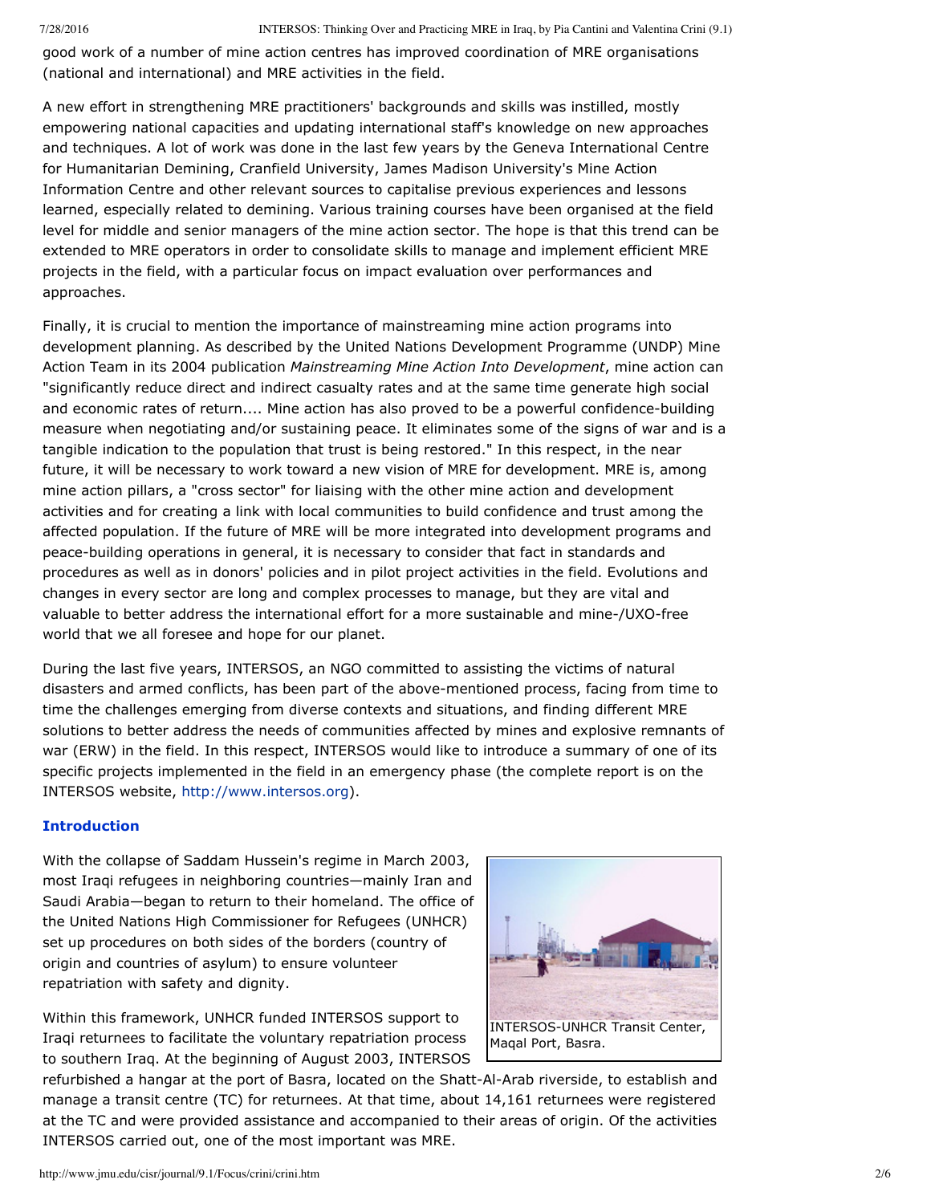good work of a number of mine action centres has improved coordination of MRE organisations (national and international) and MRE activities in the field.

A new effort in strengthening MRE practitioners' backgrounds and skills was instilled, mostly empowering national capacities and updating international staff's knowledge on new approaches and techniques. A lot of work was done in the last few years by the Geneva International Centre for Humanitarian Demining, Cranfield University, James Madison University's Mine Action Information Centre and other relevant sources to capitalise previous experiences and lessons learned, especially related to demining. Various training courses have been organised at the field level for middle and senior managers of the mine action sector. The hope is that this trend can be extended to MRE operators in order to consolidate skills to manage and implement efficient MRE projects in the field, with a particular focus on impact evaluation over performances and approaches.

Finally, it is crucial to mention the importance of mainstreaming mine action programs into development planning. As described by the United Nations Development Programme (UNDP) Mine Action Team in its 2004 publication *Mainstreaming Mine Action Into Development*, mine action can "significantly reduce direct and indirect casualty rates and at the same time generate high social and economic rates of return.... Mine action has also proved to be a powerful confidence-building measure when negotiating and/or sustaining peace. It eliminates some of the signs of war and is a tangible indication to the population that trust is being restored." In this respect, in the near future, it will be necessary to work toward a new vision of MRE for development. MRE is, among mine action pillars, a "cross sector" for liaising with the other mine action and development activities and for creating a link with local communities to build confidence and trust among the affected population. If the future of MRE will be more integrated into development programs and peace-building operations in general, it is necessary to consider that fact in standards and procedures as well as in donors' policies and in pilot project activities in the field. Evolutions and changes in every sector are long and complex processes to manage, but they are vital and valuable to better address the international effort for a more sustainable and mine-/UXO-free world that we all foresee and hope for our planet.

During the last five years, INTERSOS, an NGO committed to assisting the victims of natural disasters and armed conflicts, has been part of the above-mentioned process, facing from time to time the challenges emerging from diverse contexts and situations, and finding different MRE solutions to better address the needs of communities affected by mines and explosive remnants of war (ERW) in the field. In this respect, INTERSOS would like to introduce a summary of one of its specific projects implemented in the field in an emergency phase (the complete report is on the INTERSOS website, http://www.intersos.org).

## Introduction

With the collapse of Saddam Hussein's regime in March 2003, most Iraqi refugees in neighboring countries—mainly Iran and Saudi Arabia—began to return to their homeland. The office of the United Nations High Commissioner for Refugees (UNHCR) set up procedures on both sides of the borders (country of origin and countries of asylum) to ensure volunteer repatriation with safety and dignity.

INTERSOS-UNHCR Transit Center, Maqal Port, Basra.

Within this framework, UNHCR funded INTERSOS support to Iraqi returnees to facilitate the voluntary repatriation process to southern Iraq. At the beginning of August 2003, INTERSOS refurbished a hangar at the port of Basra, located on the Shatt-Al-Arab riverside, to establish and manage a transit centre (TC) for returnees. At that time, about 14,161 returnees were registered at the TC and were provided assistance and accompanied to their areas of origin. Of the activities INTERSOS carried out, one of the most important was MRE.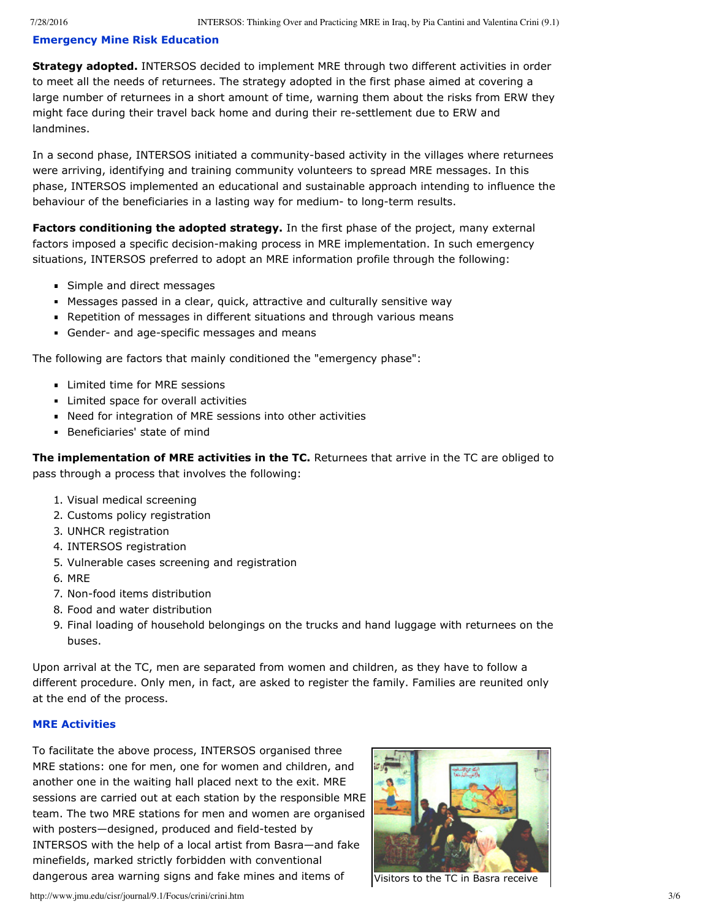## Emergency Mine Risk Education

**Strategy adopted.** INTERSOS decided to implement MRE through two different activities in order to meet all the needs of returnees. The strategy adopted in the first phase aimed at covering a large number of returnees in a short amount of time, warning them about the risks from ERW they might face during their travel back home and during their re-settlement due to ERW and landmines.

In a second phase, INTERSOS initiated a community-based activity in the villages where returnees were arriving, identifying and training community volunteers to spread MRE messages. In this phase, INTERSOS implemented an educational and sustainable approach intending to influence the behaviour of the beneficiaries in a lasting way for medium- to long-term results.

**Factors conditioning the adopted strategy.** In the first phase of the project, many external factors imposed a specific decision-making process in MRE implementation. In such emergency situations, INTERSOS preferred to adopt an MRE information profile through the following:

- Simple and direct messages
- Messages passed in a clear, quick, attractive and culturally sensitive way
- Repetition of messages in different situations and through various means
- Gender- and age-specific messages and means

The following are factors that mainly conditioned the "emergency phase":

- Limited time for MRE sessions
- Limited space for overall activities
- Need for integration of MRE sessions into other activities
- Beneficiaries' state of mind

**The implementation of MRE activities in the TC.** Returnees that arrive in the TC are obliged to pass through a process that involves the following:

1. Visual medical screening
2. Customs policy registration
3. UNHCR registration
4. INTERSOS registration
5. Vulnerable cases screening and registration
6. MRE
7. Non-food items distribution
8. Food and water distribution
9. Final loading of household belongings on the trucks and hand luggage with returnees on the buses.

Upon arrival at the TC, men are separated from women and children, as they have to follow a different procedure. Only men, in fact, are asked to register the family. Families are reunited only at the end of the process.

## MRE Activities

To facilitate the above process, INTERSOS organised three MRE stations: one for men, one for women and children, and another one in the waiting hall placed next to the exit. MRE sessions are carried out at each station by the responsible MRE team. The two MRE stations for men and women are organised with posters—designed, produced and field-tested by INTERSOS with the help of a local artist from Basra—and fake minefields, marked strictly forbidden with conventional dangerous area warning signs and fake mines and items of

Visitors to the TC in Basra receive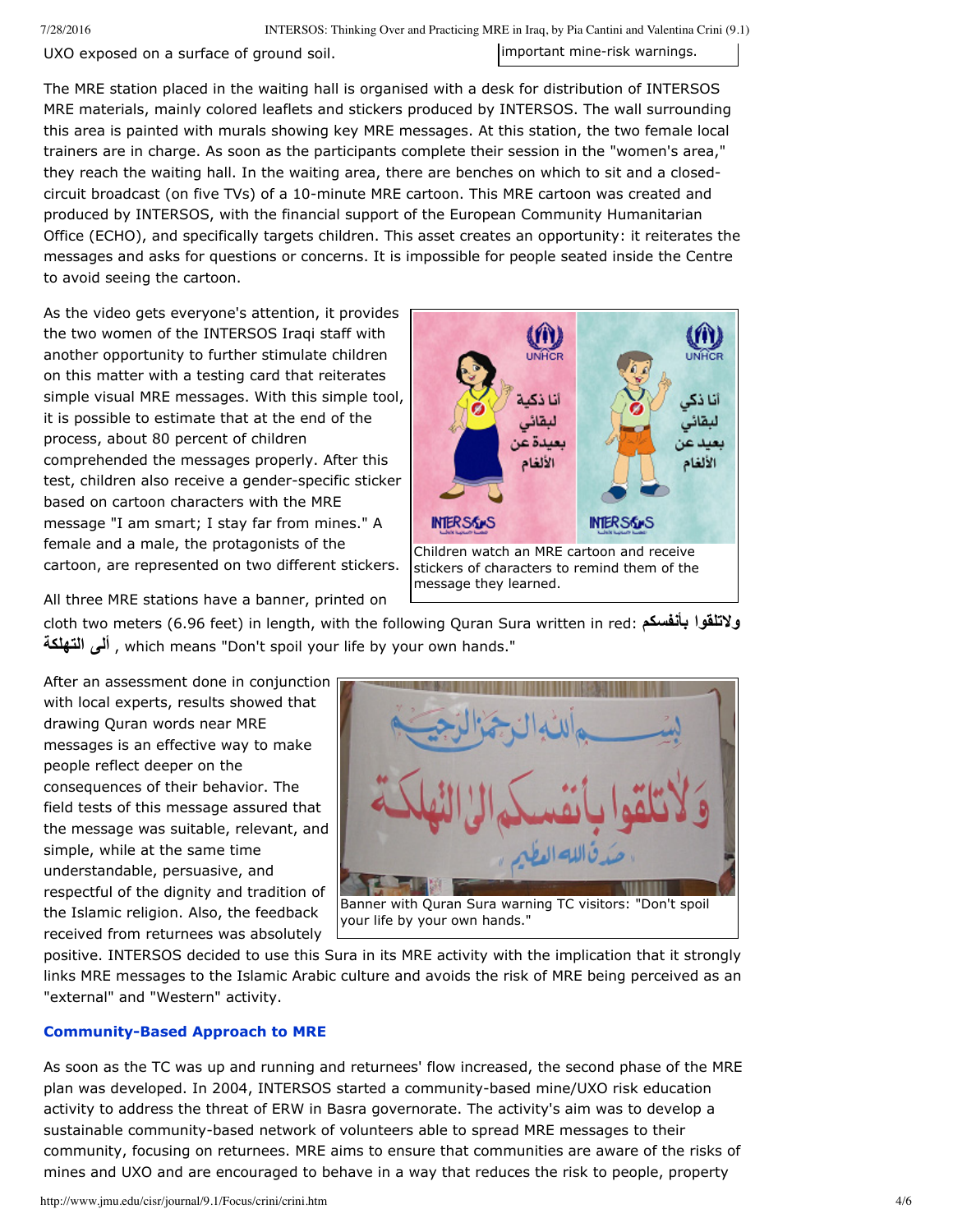UXO exposed on a surface of ground soil.

important mine-risk warnings.

The MRE station placed in the waiting hall is organised with a desk for distribution of INTERSOS MRE materials, mainly colored leaflets and stickers produced by INTERSOS. The wall surrounding this area is painted with murals showing key MRE messages. At this station, the two female local trainers are in charge. As soon as the participants complete their session in the "women's area," they reach the waiting hall. In the waiting area, there are benches on which to sit and a closed-circuit broadcast (on five TVs) of a 10-minute MRE cartoon. This MRE cartoon was created and produced by INTERSOS, with the financial support of the European Community Humanitarian Office (ECHO), and specifically targets children. This asset creates an opportunity: it reiterates the messages and asks for questions or concerns. It is impossible for people seated inside the Centre to avoid seeing the cartoon.

As the video gets everyone's attention, it provides the two women of the INTERSOS Iraqi staff with another opportunity to further stimulate children on this matter with a testing card that reiterates simple visual MRE messages. With this simple tool, it is possible to estimate that at the end of the process, about 80 percent of children comprehended the messages properly. After this test, children also receive a gender-specific sticker based on cartoon characters with the MRE message "I am smart; I stay far from mines." A female and a male, the protagonists of the cartoon, are represented on two different stickers.

Children watch an MRE cartoon and receive stickers of characters to remind them of the message they learned.

All three MRE stations have a banner, printed on cloth two meters (6.96 feet) in length, with the following Quran Sura written in red: ولاتلقوا بأنفسكم ألى التهلكة , which means "Don't spoil your life by your own hands."

After an assessment done in conjunction with local experts, results showed that drawing Quran words near MRE messages is an effective way to make people reflect deeper on the consequences of their behavior. The field tests of this message assured that the message was suitable, relevant, and simple, while at the same time understandable, persuasive, and respectful of the dignity and tradition of the Islamic religion. Also, the feedback received from returnees was absolutely positive. INTERSOS decided to use this Sura in its MRE activity with the implication that it strongly links MRE messages to the Islamic Arabic culture and avoids the risk of MRE being perceived as an "external" and "Western" activity.

Banner with Quran Sura warning TC visitors: "Don't spoil your life by your own hands."

## Community-Based Approach to MRE

As soon as the TC was up and running and returnees' flow increased, the second phase of the MRE plan was developed. In 2004, INTERSOS started a community-based mine/UXO risk education activity to address the threat of ERW in Basra governorate. The activity's aim was to develop a sustainable community-based network of volunteers able to spread MRE messages to their community, focusing on returnees. MRE aims to ensure that communities are aware of the risks of mines and UXO and are encouraged to behave in a way that reduces the risk to people, property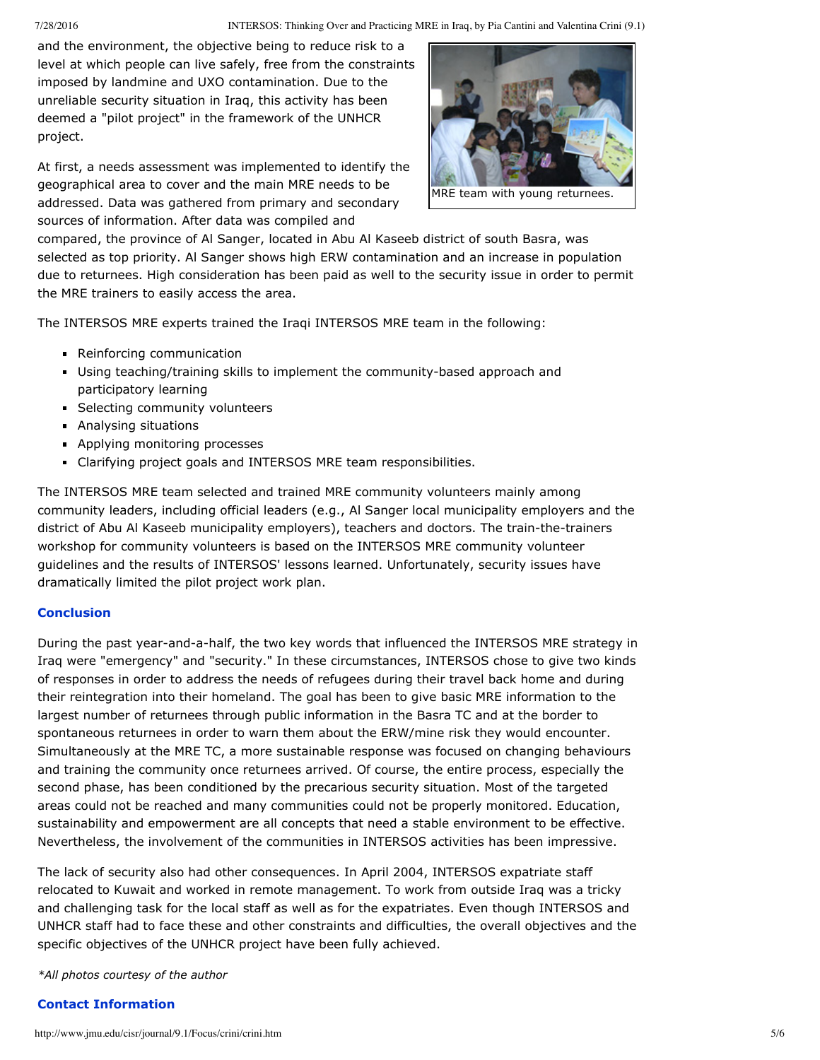and the environment, the objective being to reduce risk to a level at which people can live safely, free from the constraints imposed by landmine and UXO contamination. Due to the unreliable security situation in Iraq, this activity has been deemed a "pilot project" in the framework of the UNHCR project.

At first, a needs assessment was implemented to identify the geographical area to cover and the main MRE needs to be addressed. Data was gathered from primary and secondary sources of information. After data was compiled and compared, the province of Al Sanger, located in Abu Al Kaseeb district of south Basra, was selected as top priority. Al Sanger shows high ERW contamination and an increase in population due to returnees. High consideration has been paid as well to the security issue in order to permit the MRE trainers to easily access the area.

MRE team with young returnees.

The INTERSOS MRE experts trained the Iraqi INTERSOS MRE team in the following:

- Reinforcing communication
- Using teaching/training skills to implement the community-based approach and participatory learning
- Selecting community volunteers
- Analysing situations
- Applying monitoring processes
- Clarifying project goals and INTERSOS MRE team responsibilities.

The INTERSOS MRE team selected and trained MRE community volunteers mainly among community leaders, including official leaders (e.g., Al Sanger local municipality employers and the district of Abu Al Kaseeb municipality employers), teachers and doctors. The train-the-trainers workshop for community volunteers is based on the INTERSOS MRE community volunteer guidelines and the results of INTERSOS' lessons learned. Unfortunately, security issues have dramatically limited the pilot project work plan.

### Conclusion

During the past year-and-a-half, the two key words that influenced the INTERSOS MRE strategy in Iraq were "emergency" and "security." In these circumstances, INTERSOS chose to give two kinds of responses in order to address the needs of refugees during their travel back home and during their reintegration into their homeland. The goal has been to give basic MRE information to the largest number of returnees through public information in the Basra TC and at the border to spontaneous returnees in order to warn them about the ERW/mine risk they would encounter. Simultaneously at the MRE TC, a more sustainable response was focused on changing behaviours and training the community once returnees arrived. Of course, the entire process, especially the second phase, has been conditioned by the precarious security situation. Most of the targeted areas could not be reached and many communities could not be properly monitored. Education, sustainability and empowerment are all concepts that need a stable environment to be effective. Nevertheless, the involvement of the communities in INTERSOS activities has been impressive.

The lack of security also had other consequences. In April 2004, INTERSOS expatriate staff relocated to Kuwait and worked in remote management. To work from outside Iraq was a tricky and challenging task for the local staff as well as for the expatriates. Even though INTERSOS and UNHCR staff had to face these and other constraints and difficulties, the overall objectives and the specific objectives of the UNHCR project have been fully achieved.

*\*All photos courtesy of the author*

### Contact Information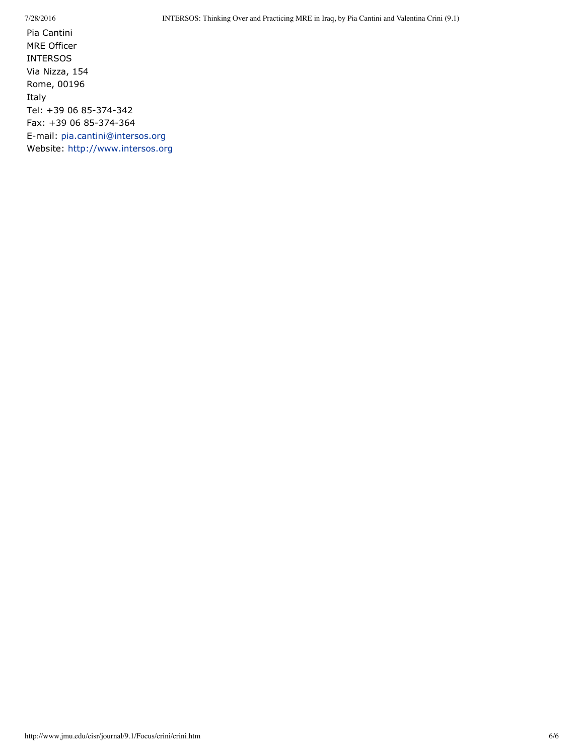Pia Cantini
MRE Officer
INTERSOS
Via Nizza, 154
Rome, 00196
Italy
Tel: +39 06 85-374-342
Fax: +39 06 85-374-364
E-mail: pia.cantini@intersos.org
Website: http://www.intersos.org